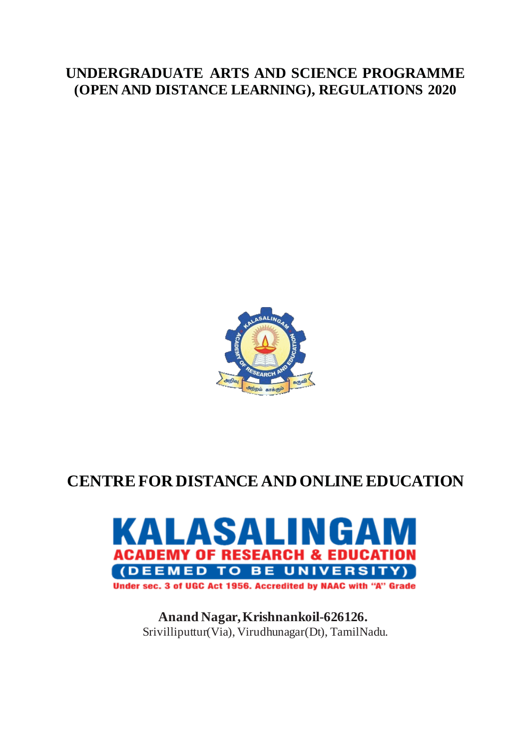# UNDERGRADUATE ARTS AND SCIENCE PROGRAMME (OPEN AND DISTANCE LEARNING), REGULATIONS 2020

## CENTRE FOR DISTANCE AND ONLINE EDUCATION

**KALASALINGAM**
**ACADEMY OF RESEARCH & EDUCATION**
**(DEEMED TO BE UNIVERSITY)**
**Under sec. 3 of UGC Act 1956. Accredited by NAAC with "A" Grade**

**Anand Nagar, Krishnankoil-626126.**
Srivilliputtur(Via), Virudhunagar(Dt), TamilNadu.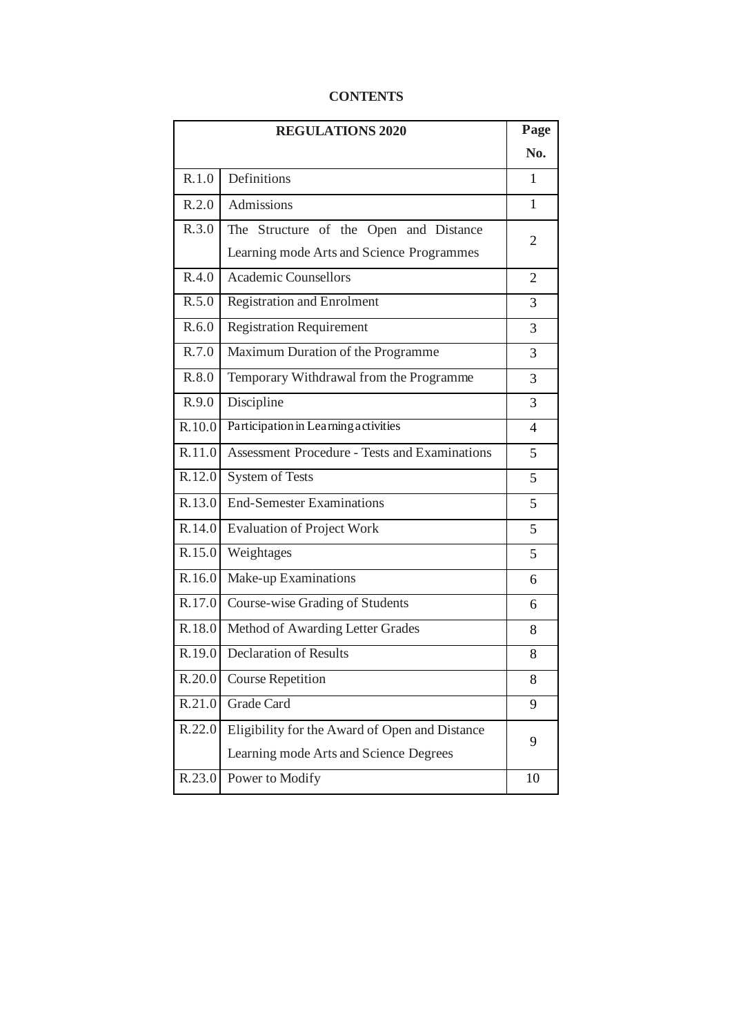**CONTENTS**

| REGULATIONS 2020 | | Page No. |
|---|---|---|
| R.1.0 | Definitions | 1 |
| R.2.0 | Admissions | 1 |
| R.3.0 | The Structure of the Open and Distance Learning mode Arts and Science Programmes | 2 |
| R.4.0 | Academic Counsellors | 2 |
| R.5.0 | Registration and Enrolment | 3 |
| R.6.0 | Registration Requirement | 3 |
| R.7.0 | Maximum Duration of the Programme | 3 |
| R.8.0 | Temporary Withdrawal from the Programme | 3 |
| R.9.0 | Discipline | 3 |
| R.10.0 | Participation in Learning activities | 4 |
| R.11.0 | Assessment Procedure - Tests and Examinations | 5 |
| R.12.0 | System of Tests | 5 |
| R.13.0 | End-Semester Examinations | 5 |
| R.14.0 | Evaluation of Project Work | 5 |
| R.15.0 | Weightages | 5 |
| R.16.0 | Make-up Examinations | 6 |
| R.17.0 | Course-wise Grading of Students | 6 |
| R.18.0 | Method of Awarding Letter Grades | 8 |
| R.19.0 | Declaration of Results | 8 |
| R.20.0 | Course Repetition | 8 |
| R.21.0 | Grade Card | 9 |
| R.22.0 | Eligibility for the Award of Open and Distance Learning mode Arts and Science Degrees | 9 |
| R.23.0 | Power to Modify | 10 |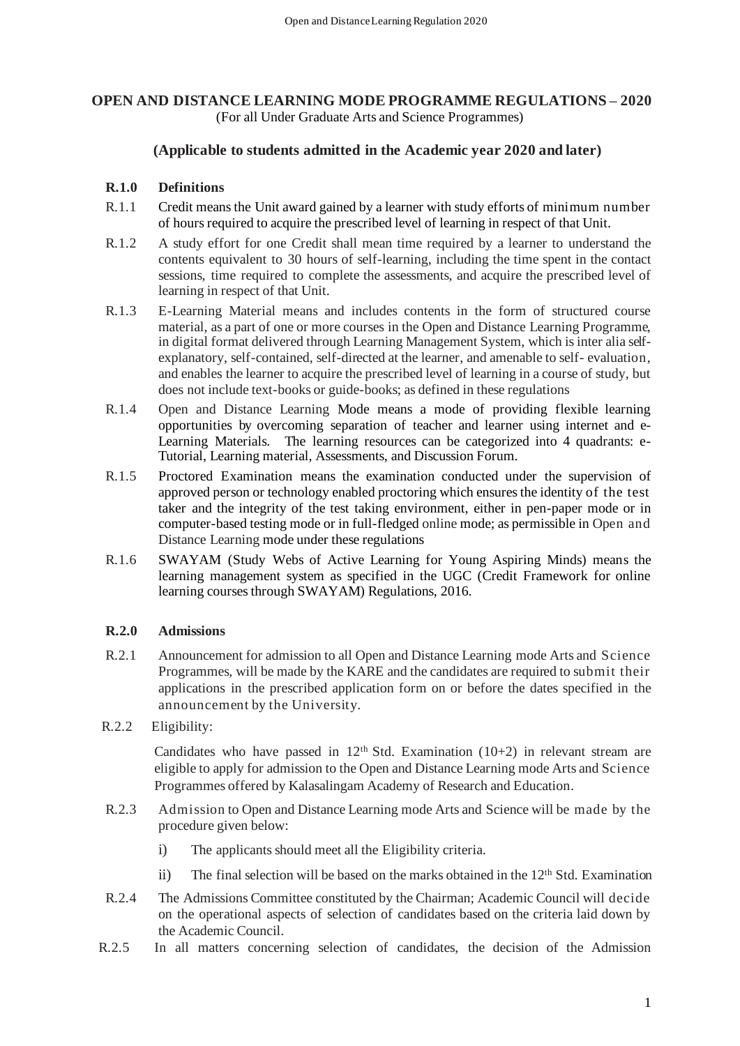## OPEN AND DISTANCE LEARNING MODE PROGRAMME REGULATIONS – 2020

(For all Under Graduate Arts and Science Programmes)

**(Applicable to students admitted in the Academic year 2020 and later)**

### R.1.0 Definitions

R.1.1 Credit means the Unit award gained by a learner with study efforts of minimum number of hours required to acquire the prescribed level of learning in respect of that Unit.

R.1.2 A study effort for one Credit shall mean time required by a learner to understand the contents equivalent to 30 hours of self-learning, including the time spent in the contact sessions, time required to complete the assessments, and acquire the prescribed level of learning in respect of that Unit.

R.1.3 E-Learning Material means and includes contents in the form of structured course material, as a part of one or more courses in the Open and Distance Learning Programme, in digital format delivered through Learning Management System, which is inter alia self-explanatory, self-contained, self-directed at the learner, and amenable to self- evaluation, and enables the learner to acquire the prescribed level of learning in a course of study, but does not include text-books or guide-books; as defined in these regulations

R.1.4 Open and Distance Learning Mode means a mode of providing flexible learning opportunities by overcoming separation of teacher and learner using internet and e-Learning Materials. The learning resources can be categorized into 4 quadrants: e-Tutorial, Learning material, Assessments, and Discussion Forum.

R.1.5 Proctored Examination means the examination conducted under the supervision of approved person or technology enabled proctoring which ensures the identity of the test taker and the integrity of the test taking environment, either in pen-paper mode or in computer-based testing mode or in full-fledged online mode; as permissible in Open and Distance Learning mode under these regulations

R.1.6 SWAYAM (Study Webs of Active Learning for Young Aspiring Minds) means the learning management system as specified in the UGC (Credit Framework for online learning courses through SWAYAM) Regulations, 2016.

### R.2.0 Admissions

R.2.1 Announcement for admission to all Open and Distance Learning mode Arts and Science Programmes, will be made by the KARE and the candidates are required to submit their applications in the prescribed application form on or before the dates specified in the announcement by the University.

R.2.2 Eligibility:

Candidates who have passed in 12th Std. Examination (10+2) in relevant stream are eligible to apply for admission to the Open and Distance Learning mode Arts and Science Programmes offered by Kalasalingam Academy of Research and Education.

R.2.3 Admission to Open and Distance Learning mode Arts and Science will be made by the procedure given below:

i) The applicants should meet all the Eligibility criteria.

ii) The final selection will be based on the marks obtained in the 12th Std. Examination

R.2.4 The Admissions Committee constituted by the Chairman; Academic Council will decide on the operational aspects of selection of candidates based on the criteria laid down by the Academic Council.

R.2.5 In all matters concerning selection of candidates, the decision of the Admission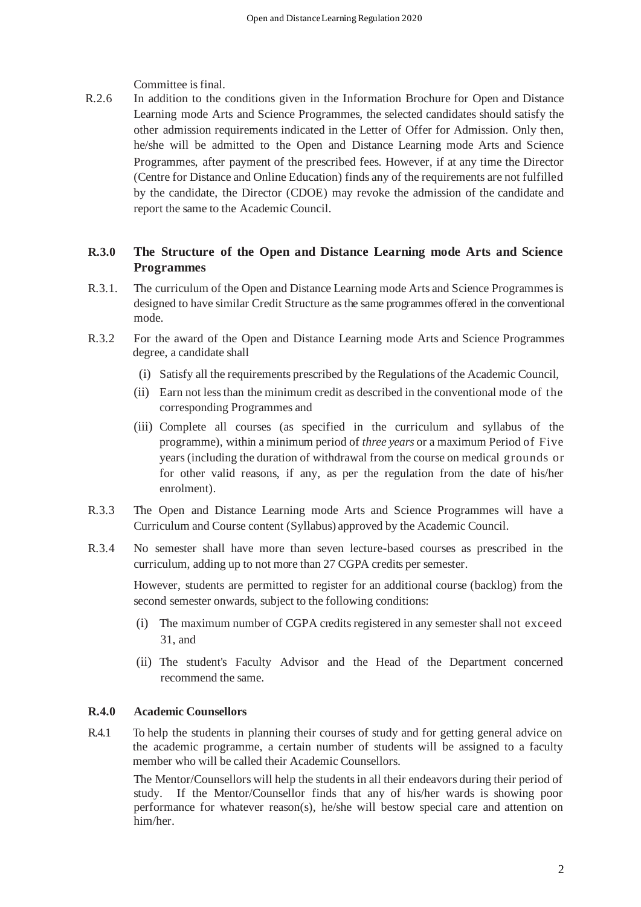Committee is final.

R.2.6 In addition to the conditions given in the Information Brochure for Open and Distance Learning mode Arts and Science Programmes, the selected candidates should satisfy the other admission requirements indicated in the Letter of Offer for Admission. Only then, he/she will be admitted to the Open and Distance Learning mode Arts and Science Programmes, after payment of the prescribed fees. However, if at any time the Director (Centre for Distance and Online Education) finds any of the requirements are not fulfilled by the candidate, the Director (CDOE) may revoke the admission of the candidate and report the same to the Academic Council.

## R.3.0 The Structure of the Open and Distance Learning mode Arts and Science Programmes

R.3.1. The curriculum of the Open and Distance Learning mode Arts and Science Programmes is designed to have similar Credit Structure as the same programmes offered in the conventional mode.

R.3.2 For the award of the Open and Distance Learning mode Arts and Science Programmes degree, a candidate shall

- (i) Satisfy all the requirements prescribed by the Regulations of the Academic Council,
- (ii) Earn not less than the minimum credit as described in the conventional mode of the corresponding Programmes and
- (iii) Complete all courses (as specified in the curriculum and syllabus of the programme), within a minimum period of *three years* or a maximum Period of Five years (including the duration of withdrawal from the course on medical grounds or for other valid reasons, if any, as per the regulation from the date of his/her enrolment).

R.3.3 The Open and Distance Learning mode Arts and Science Programmes will have a Curriculum and Course content (Syllabus) approved by the Academic Council.

R.3.4 No semester shall have more than seven lecture-based courses as prescribed in the curriculum, adding up to not more than 27 CGPA credits per semester.

However, students are permitted to register for an additional course (backlog) from the second semester onwards, subject to the following conditions:

- (i) The maximum number of CGPA credits registered in any semester shall not exceed 31, and
- (ii) The student's Faculty Advisor and the Head of the Department concerned recommend the same.

## R.4.0 Academic Counsellors

R.4.1 To help the students in planning their courses of study and for getting general advice on the academic programme, a certain number of students will be assigned to a faculty member who will be called their Academic Counsellors.

The Mentor/Counsellors will help the students in all their endeavors during their period of study. If the Mentor/Counsellor finds that any of his/her wards is showing poor performance for whatever reason(s), he/she will bestow special care and attention on him/her.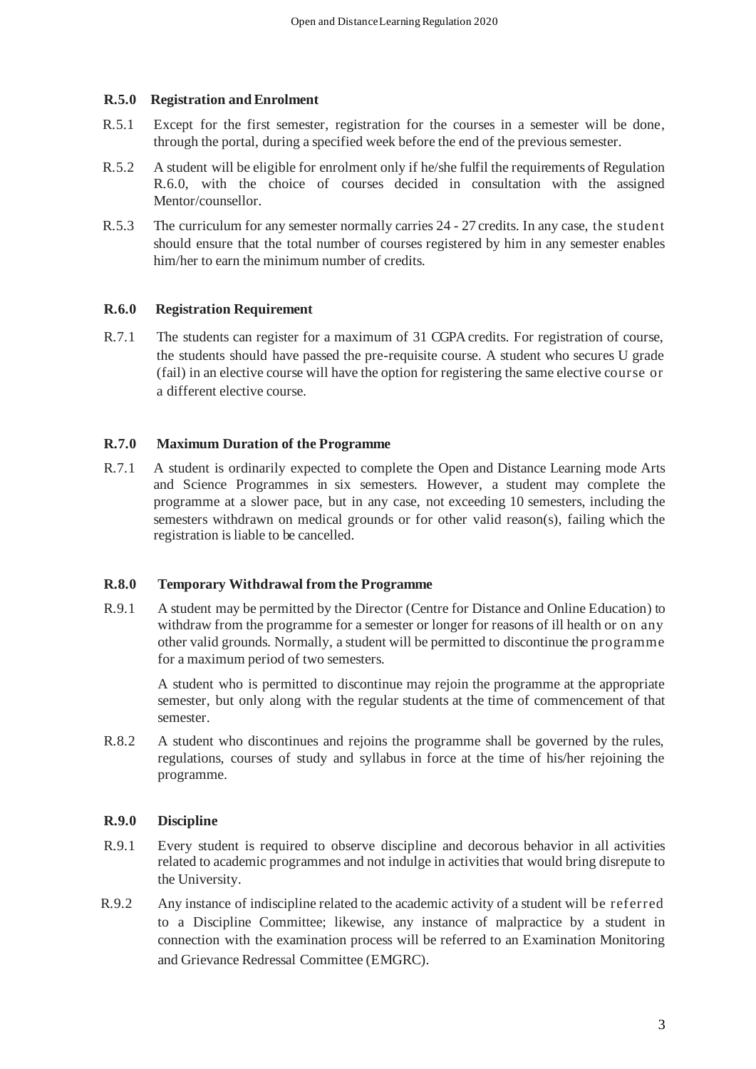### R.5.0 Registration and Enrolment

R.5.1 Except for the first semester, registration for the courses in a semester will be done, through the portal, during a specified week before the end of the previous semester.

R.5.2 A student will be eligible for enrolment only if he/she fulfil the requirements of Regulation R.6.0, with the choice of courses decided in consultation with the assigned Mentor/counsellor.

R.5.3 The curriculum for any semester normally carries 24 - 27 credits. In any case, the student should ensure that the total number of courses registered by him in any semester enables him/her to earn the minimum number of credits.

### R.6.0 Registration Requirement

R.7.1 The students can register for a maximum of 31 CGPA credits. For registration of course, the students should have passed the pre-requisite course. A student who secures U grade (fail) in an elective course will have the option for registering the same elective course or a different elective course.

### R.7.0 Maximum Duration of the Programme

R.7.1 A student is ordinarily expected to complete the Open and Distance Learning mode Arts and Science Programmes in six semesters. However, a student may complete the programme at a slower pace, but in any case, not exceeding 10 semesters, including the semesters withdrawn on medical grounds or for other valid reason(s), failing which the registration is liable to be cancelled.

### R.8.0 Temporary Withdrawal from the Programme

R.9.1 A student may be permitted by the Director (Centre for Distance and Online Education) to withdraw from the programme for a semester or longer for reasons of ill health or on any other valid grounds. Normally, a student will be permitted to discontinue the programme for a maximum period of two semesters.

A student who is permitted to discontinue may rejoin the programme at the appropriate semester, but only along with the regular students at the time of commencement of that semester.

R.8.2 A student who discontinues and rejoins the programme shall be governed by the rules, regulations, courses of study and syllabus in force at the time of his/her rejoining the programme.

### R.9.0 Discipline

R.9.1 Every student is required to observe discipline and decorous behavior in all activities related to academic programmes and not indulge in activities that would bring disrepute to the University.

R.9.2 Any instance of indiscipline related to the academic activity of a student will be referred to a Discipline Committee; likewise, any instance of malpractice by a student in connection with the examination process will be referred to an Examination Monitoring and Grievance Redressal Committee (EMGRC).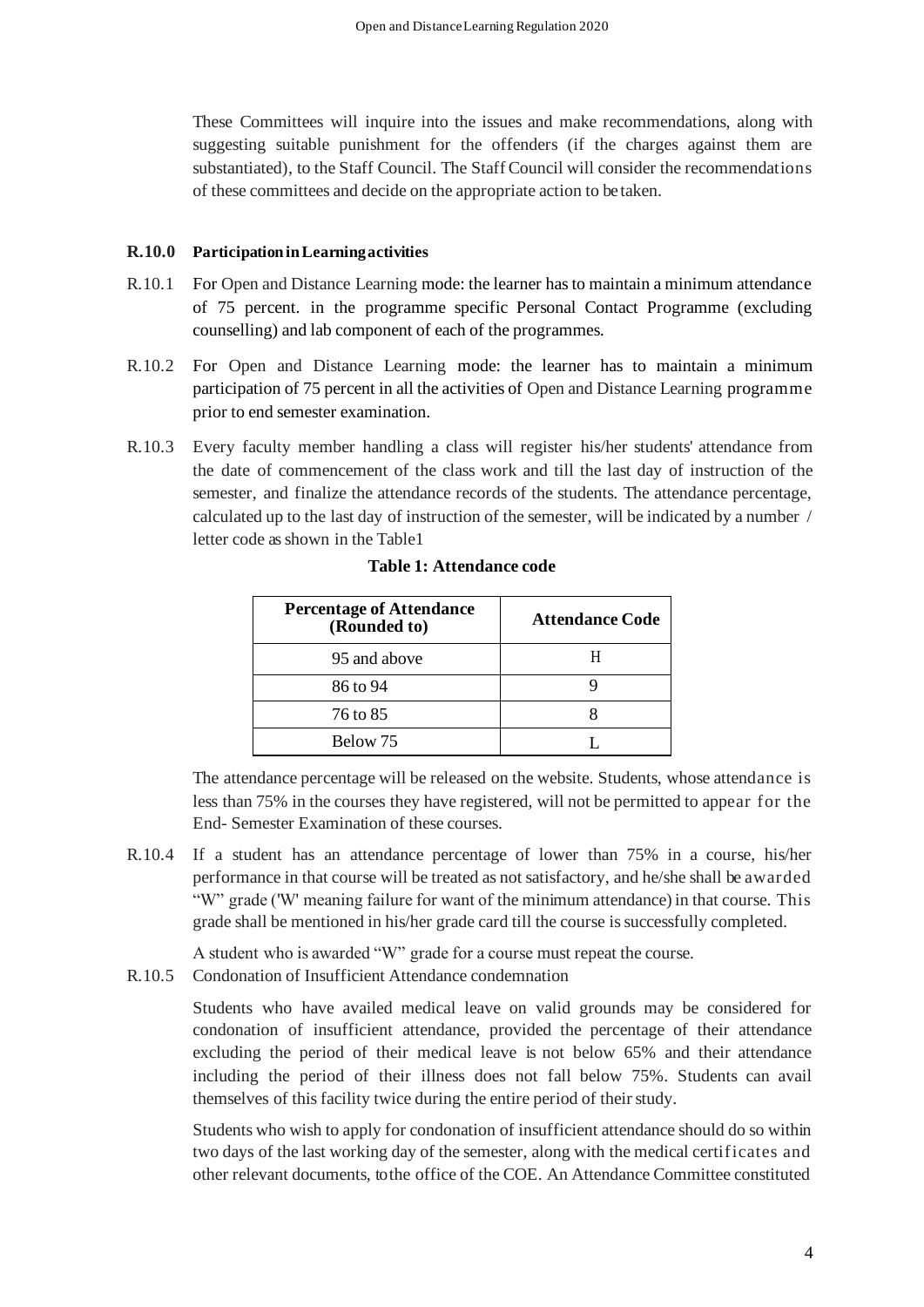These Committees will inquire into the issues and make recommendations, along with suggesting suitable punishment for the offenders (if the charges against them are substantiated), to the Staff Council. The Staff Council will consider the recommendations of these committees and decide on the appropriate action to be taken.

**R.10.0 Participation in Learning activities**

R.10.1 For Open and Distance Learning mode: the learner has to maintain a minimum attendance of 75 percent. in the programme specific Personal Contact Programme (excluding counselling) and lab component of each of the programmes.

R.10.2 For Open and Distance Learning mode: the learner has to maintain a minimum participation of 75 percent in all the activities of Open and Distance Learning programme prior to end semester examination.

R.10.3 Every faculty member handling a class will register his/her students' attendance from the date of commencement of the class work and till the last day of instruction of the semester, and finalize the attendance records of the students. The attendance percentage, calculated up to the last day of instruction of the semester, will be indicated by a number / letter code as shown in the Table1

**Table 1: Attendance code**

| Percentage of Attendance (Rounded to) | Attendance Code |
|---|---|
| 95 and above | H |
| 86 to 94 | 9 |
| 76 to 85 | 8 |
| Below 75 | L |

The attendance percentage will be released on the website. Students, whose attendance is less than 75% in the courses they have registered, will not be permitted to appear for the End- Semester Examination of these courses.

R.10.4 If a student has an attendance percentage of lower than 75% in a course, his/her performance in that course will be treated as not satisfactory, and he/she shall be awarded "W" grade ('W' meaning failure for want of the minimum attendance) in that course. This grade shall be mentioned in his/her grade card till the course is successfully completed.

A student who is awarded "W" grade for a course must repeat the course.

R.10.5 Condonation of Insufficient Attendance condemnation

Students who have availed medical leave on valid grounds may be considered for condonation of insufficient attendance, provided the percentage of their attendance excluding the period of their medical leave is not below 65% and their attendance including the period of their illness does not fall below 75%. Students can avail themselves of this facility twice during the entire period of their study.

Students who wish to apply for condonation of insufficient attendance should do so within two days of the last working day of the semester, along with the medical certificates and other relevant documents, to the office of the COE. An Attendance Committee constituted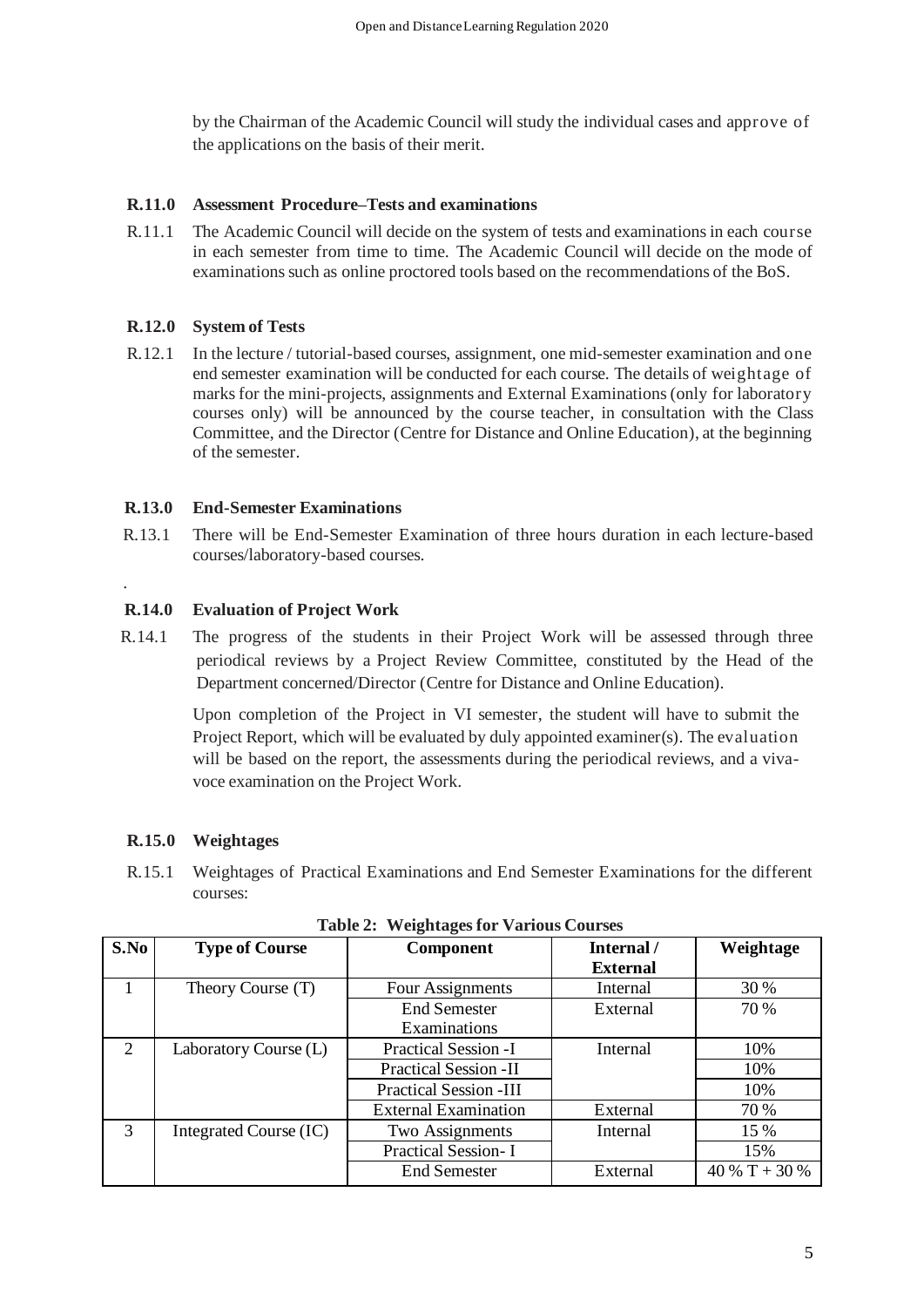by the Chairman of the Academic Council will study the individual cases and approve of the applications on the basis of their merit.

### R.11.0 Assessment Procedure–Tests and examinations

R.11.1 The Academic Council will decide on the system of tests and examinations in each course in each semester from time to time. The Academic Council will decide on the mode of examinations such as online proctored tools based on the recommendations of the BoS.

### R.12.0 System of Tests

R.12.1 In the lecture / tutorial-based courses, assignment, one mid-semester examination and one end semester examination will be conducted for each course. The details of weightage of marks for the mini-projects, assignments and External Examinations (only for laboratory courses only) will be announced by the course teacher, in consultation with the Class Committee, and the Director (Centre for Distance and Online Education), at the beginning of the semester.

### R.13.0 End-Semester Examinations

R.13.1 There will be End-Semester Examination of three hours duration in each lecture-based courses/laboratory-based courses.

.

### R.14.0 Evaluation of Project Work

R.14.1 The progress of the students in their Project Work will be assessed through three periodical reviews by a Project Review Committee, constituted by the Head of the Department concerned/Director (Centre for Distance and Online Education).

Upon completion of the Project in VI semester, the student will have to submit the Project Report, which will be evaluated by duly appointed examiner(s). The evaluation will be based on the report, the assessments during the periodical reviews, and a viva-voce examination on the Project Work.

### R.15.0 Weightages

R.15.1 Weightages of Practical Examinations and End Semester Examinations for the different courses:

**Table 2: Weightages for Various Courses**

| S.No | Type of Course | Component | Internal / External | Weightage |
|---|---|---|---|---|
| 1 | Theory Course (T) | Four Assignments | Internal | 30 % |
| | | End Semester Examinations | External | 70 % |
| 2 | Laboratory Course (L) | Practical Session -I | Internal | 10% |
| | | Practical Session -II | | 10% |
| | | Practical Session -III | | 10% |
| | | External Examination | External | 70 % |
| 3 | Integrated Course (IC) | Two Assignments | Internal | 15 % |
| | | Practical Session- I | | 15% |
| | | End Semester | External | 40 % T + 30 % |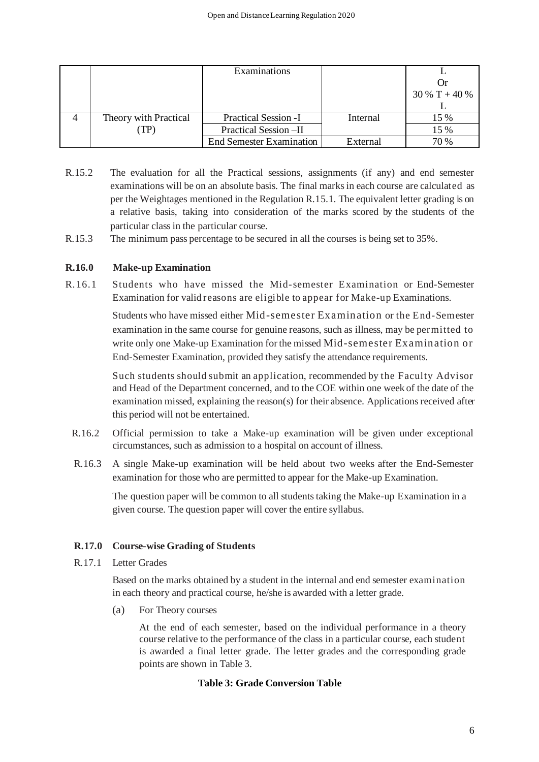|  |  | Examinations |  | L<br>Or<br>30 % T + 40 %<br>L |
|---|---|---|---|---|
| 4 | Theory with Practical (TP) | Practical Session -I | Internal | 15 % |
|  |  | Practical Session –II |  | 15 % |
|  |  | End Semester Examination | External | 70 % |

R.15.2 The evaluation for all the Practical sessions, assignments (if any) and end semester examinations will be on an absolute basis. The final marks in each course are calculated as per the Weightages mentioned in the Regulation R.15.1. The equivalent letter grading is on a relative basis, taking into consideration of the marks scored by the students of the particular class in the particular course.

R.15.3 The minimum pass percentage to be secured in all the courses is being set to 35%.

**R.16.0 Make-up Examination**

R.16.1 Students who have missed the Mid-semester Examination or End-Semester Examination for valid reasons are eligible to appear for Make-up Examinations.

Students who have missed either Mid-semester Examination or the End-Semester examination in the same course for genuine reasons, such as illness, may be permitted to write only one Make-up Examination for the missed Mid-semester Examination or End-Semester Examination, provided they satisfy the attendance requirements.

Such students should submit an application, recommended by the Faculty Advisor and Head of the Department concerned, and to the COE within one week of the date of the examination missed, explaining the reason(s) for their absence. Applications received after this period will not be entertained.

R.16.2 Official permission to take a Make-up examination will be given under exceptional circumstances, such as admission to a hospital on account of illness.

R.16.3 A single Make-up examination will be held about two weeks after the End-Semester examination for those who are permitted to appear for the Make-up Examination.

The question paper will be common to all students taking the Make-up Examination in a given course. The question paper will cover the entire syllabus.

**R.17.0 Course-wise Grading of Students**

R.17.1 Letter Grades

Based on the marks obtained by a student in the internal and end semester examination in each theory and practical course, he/she is awarded with a letter grade.

(a) For Theory courses

At the end of each semester, based on the individual performance in a theory course relative to the performance of the class in a particular course, each student is awarded a final letter grade. The letter grades and the corresponding grade points are shown in Table 3.

**Table 3: Grade Conversion Table**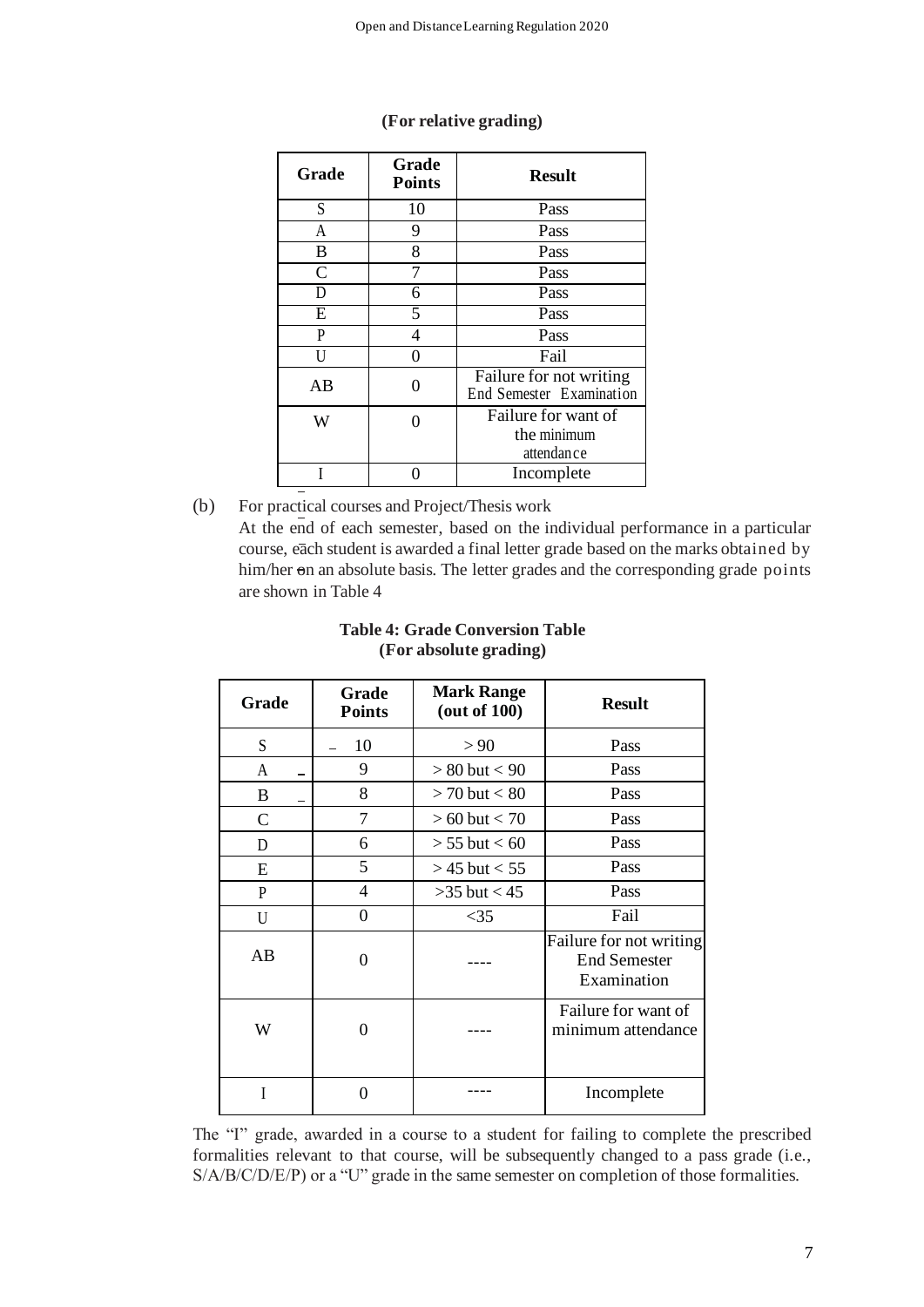**(For relative grading)**

| Grade | Grade Points | Result |
|---|---|---|
| S | 10 | Pass |
| A | 9 | Pass |
| B | 8 | Pass |
| C | 7 | Pass |
| D | 6 | Pass |
| E | 5 | Pass |
| P | 4 | Pass |
| U | 0 | Fail |
| AB | 0 | Failure for not writing End Semester Examination |
| W | 0 | Failure for want of the minimum attendance |
| I | 0 | Incomplete |

(b) For practical courses and Project/Thesis work

At the end of each semester, based on the individual performance in a particular course, each student is awarded a final letter grade based on the marks obtained by him/her on an absolute basis. The letter grades and the corresponding grade points are shown in Table 4

**Table 4: Grade Conversion Table**
**(For absolute grading)**

| Grade | Grade Points | Mark Range (out of 100) | Result |
|---|---|---|---|
| S | 10 | > 90 | Pass |
| A | 9 | > 80 but < 90 | Pass |
| B | 8 | > 70 but < 80 | Pass |
| C | 7 | > 60 but < 70 | Pass |
| D | 6 | > 55 but < 60 | Pass |
| E | 5 | > 45 but < 55 | Pass |
| P | 4 | >35 but < 45 | Pass |
| U | 0 | <35 | Fail |
| AB | 0 | ---- | Failure for not writing End Semester Examination |
| W | 0 | ---- | Failure for want of minimum attendance |
| I | 0 | ---- | Incomplete |

The "I" grade, awarded in a course to a student for failing to complete the prescribed formalities relevant to that course, will be subsequently changed to a pass grade (i.e., S/A/B/C/D/E/P) or a "U" grade in the same semester on completion of those formalities.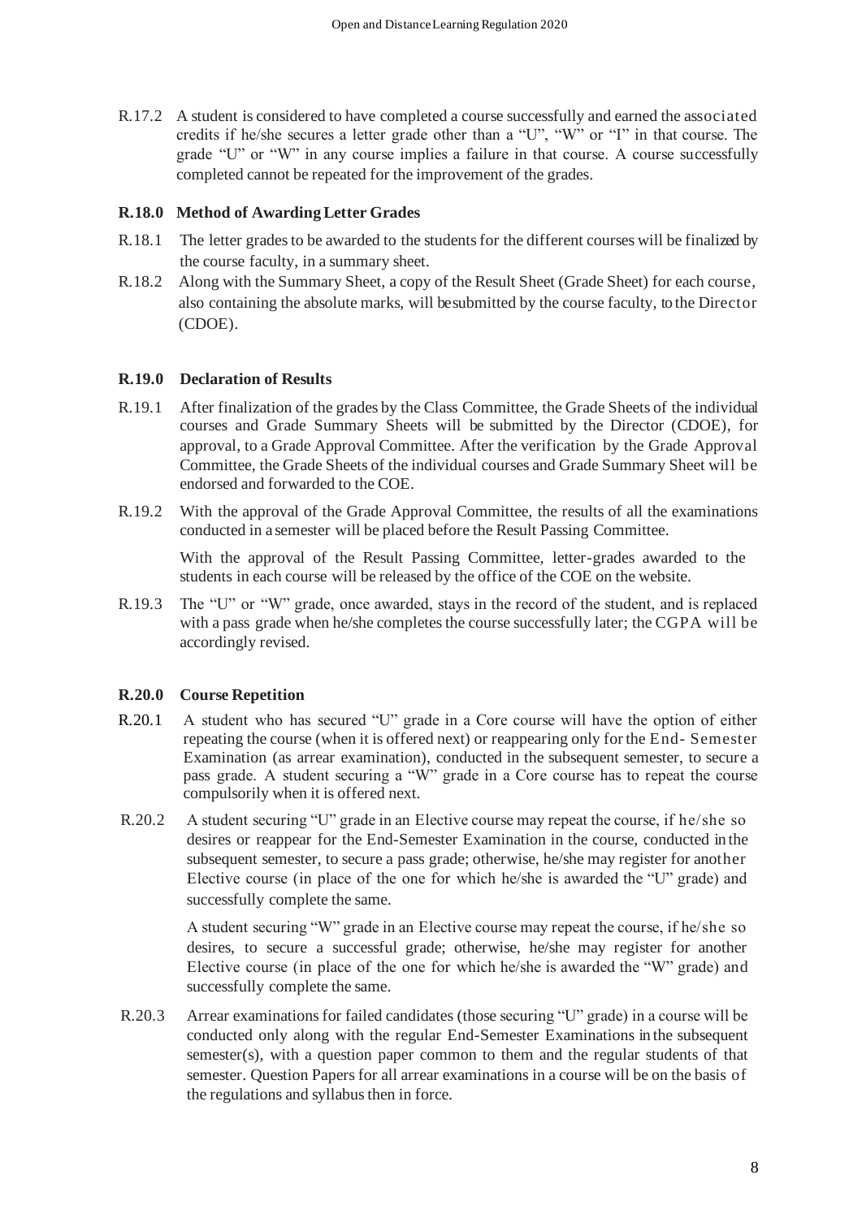R.17.2 A student is considered to have completed a course successfully and earned the associated credits if he/she secures a letter grade other than a "U", "W" or "I" in that course. The grade "U" or "W" in any course implies a failure in that course. A course successfully completed cannot be repeated for the improvement of the grades.

### R.18.0 Method of Awarding Letter Grades

R.18.1 The letter grades to be awarded to the students for the different courses will be finalized by the course faculty, in a summary sheet.

R.18.2 Along with the Summary Sheet, a copy of the Result Sheet (Grade Sheet) for each course, also containing the absolute marks, will be submitted by the course faculty, to the Director (CDOE).

### R.19.0 Declaration of Results

R.19.1 After finalization of the grades by the Class Committee, the Grade Sheets of the individual courses and Grade Summary Sheets will be submitted by the Director (CDOE), for approval, to a Grade Approval Committee. After the verification by the Grade Approval Committee, the Grade Sheets of the individual courses and Grade Summary Sheet will be endorsed and forwarded to the COE.

R.19.2 With the approval of the Grade Approval Committee, the results of all the examinations conducted in a semester will be placed before the Result Passing Committee.

With the approval of the Result Passing Committee, letter-grades awarded to the students in each course will be released by the office of the COE on the website.

R.19.3 The "U" or "W" grade, once awarded, stays in the record of the student, and is replaced with a pass grade when he/she completes the course successfully later; the CGPA will be accordingly revised.

### R.20.0 Course Repetition

R.20.1 A student who has secured "U" grade in a Core course will have the option of either repeating the course (when it is offered next) or reappearing only for the End- Semester Examination (as arrear examination), conducted in the subsequent semester, to secure a pass grade. A student securing a "W" grade in a Core course has to repeat the course compulsorily when it is offered next.

R.20.2 A student securing "U" grade in an Elective course may repeat the course, if he/she so desires or reappear for the End-Semester Examination in the course, conducted in the subsequent semester, to secure a pass grade; otherwise, he/she may register for another Elective course (in place of the one for which he/she is awarded the "U" grade) and successfully complete the same.

A student securing "W" grade in an Elective course may repeat the course, if he/she so desires, to secure a successful grade; otherwise, he/she may register for another Elective course (in place of the one for which he/she is awarded the "W" grade) and successfully complete the same.

R.20.3 Arrear examinations for failed candidates (those securing "U" grade) in a course will be conducted only along with the regular End-Semester Examinations in the subsequent semester(s), with a question paper common to them and the regular students of that semester. Question Papers for all arrear examinations in a course will be on the basis of the regulations and syllabus then in force.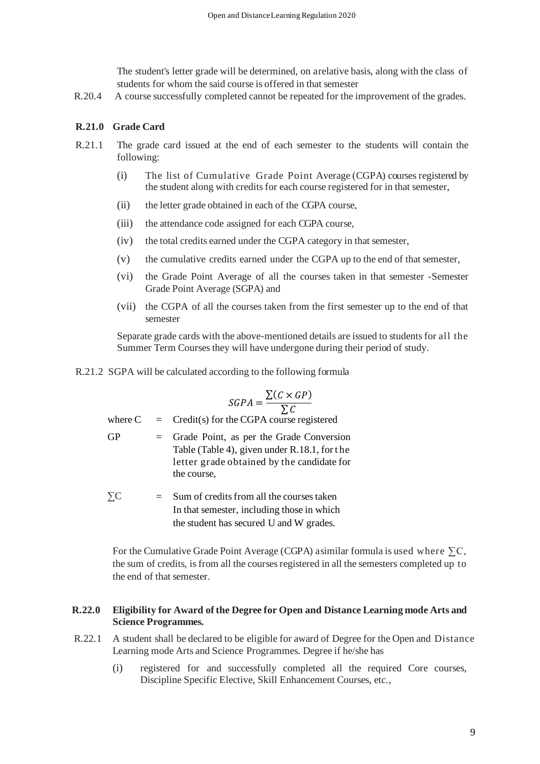The student's letter grade will be determined, on arelative basis, along with the class of students for whom the said course is offered in that semester

R.20.4 A course successfully completed cannot be repeated for the improvement of the grades.

## R.21.0 Grade Card

R.21.1 The grade card issued at the end of each semester to the students will contain the following:

(i) The list of Cumulative Grade Point Average (CGPA) courses registered by the student along with credits for each course registered for in that semester,

(ii) the letter grade obtained in each of the CGPA course,

(iii) the attendance code assigned for each CGPA course,

(iv) the total credits earned under the CGPA category in that semester,

(v) the cumulative credits earned under the CGPA up to the end of that semester,

(vi) the Grade Point Average of all the courses taken in that semester -Semester Grade Point Average (SGPA) and

(vii) the CGPA of all the courses taken from the first semester up to the end of that semester

Separate grade cards with the above-mentioned details are issued to students for all the Summer Term Courses they will have undergone during their period of study.

R.21.2 SGPA will be calculated according to the following formula

$$SGPA = \frac{\sum(C \times GP)}{\sum C}$$

where C = Credit(s) for the CGPA course registered

GP = Grade Point, as per the Grade Conversion Table (Table 4), given under R.18.1, for the letter grade obtained by the candidate for the course,

$\sum C$ = Sum of credits from all the courses taken In that semester, including those in which the student has secured U and W grades.

For the Cumulative Grade Point Average (CGPA) asimilar formula is used where $\sum C$, the sum of credits, is from all the courses registered in all the semesters completed up to the end of that semester.

## R.22.0 Eligibility for Award of the Degree for Open and Distance Learning mode Arts and Science Programmes.

R.22.1 A student shall be declared to be eligible for award of Degree for the Open and Distance Learning mode Arts and Science Programmes. Degree if he/she has

(i) registered for and successfully completed all the required Core courses, Discipline Specific Elective, Skill Enhancement Courses, etc.,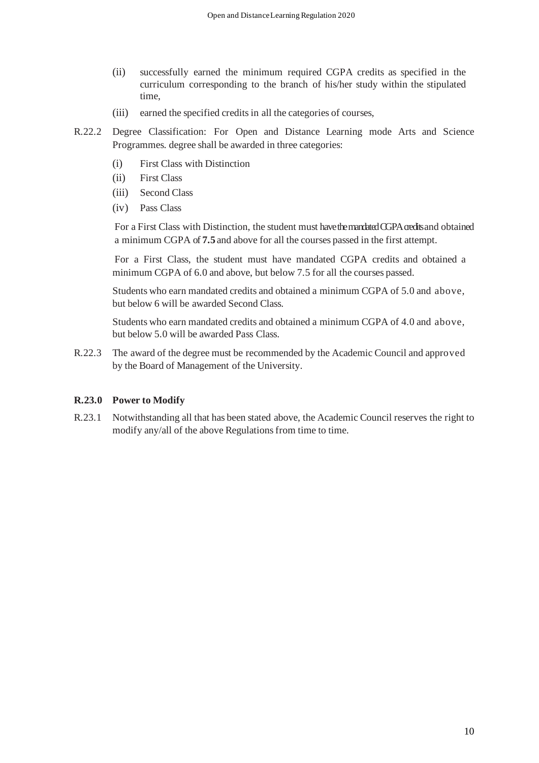(ii) successfully earned the minimum required CGPA credits as specified in the curriculum corresponding to the branch of his/her study within the stipulated time,

(iii) earned the specified credits in all the categories of courses,

R.22.2 Degree Classification: For Open and Distance Learning mode Arts and Science Programmes. degree shall be awarded in three categories:

(i) First Class with Distinction

(ii) First Class

(iii) Second Class

(iv) Pass Class

For a First Class with Distinction, the student must have the mandated CGPA credits and obtained a minimum CGPA of **7.5** and above for all the courses passed in the first attempt.

For a First Class, the student must have mandated CGPA credits and obtained a minimum CGPA of 6.0 and above, but below 7.5 for all the courses passed.

Students who earn mandated credits and obtained a minimum CGPA of 5.0 and above, but below 6 will be awarded Second Class.

Students who earn mandated credits and obtained a minimum CGPA of 4.0 and above, but below 5.0 will be awarded Pass Class.

R.22.3 The award of the degree must be recommended by the Academic Council and approved by the Board of Management of the University.

**R.23.0 Power to Modify**

R.23.1 Notwithstanding all that has been stated above, the Academic Council reserves the right to modify any/all of the above Regulations from time to time.